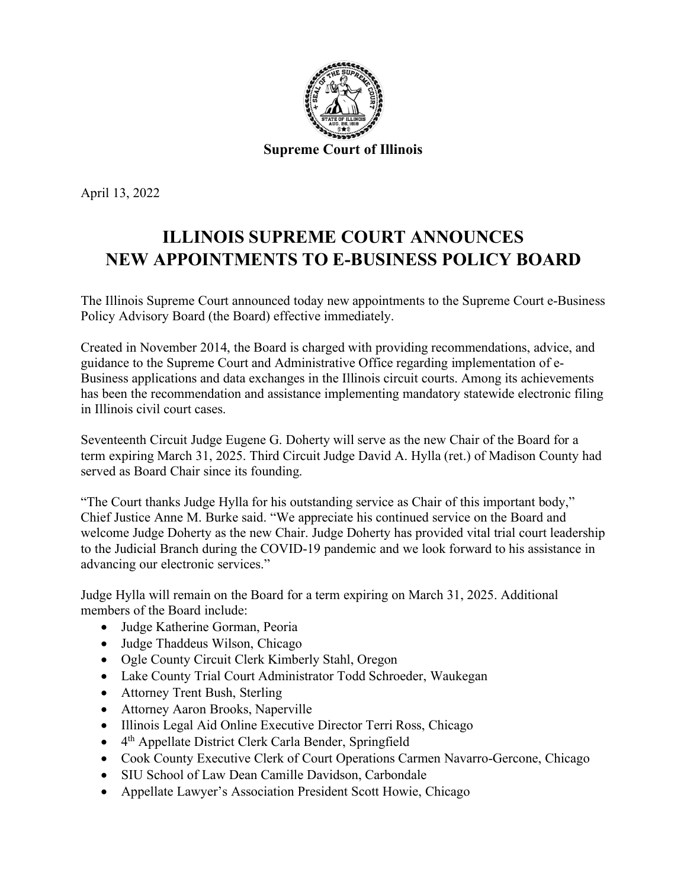Supreme Court of Illinois

April 13, 2022

# ILLINOIS SUPREME COURT ANNOUNCES NEW APPOINTMENTS TO E-BUSINESS POLICY BOARD

The Illinois Supreme Court announced today new appointments to the Supreme Court e-Business Policy Advisory Board (the Board) effective immediately.

Created in November 2014, the Board is charged with providing recommendations, advice, and guidance to the Supreme Court and Administrative Office regarding implementation of e-Business applications and data exchanges in the Illinois circuit courts. Among its achievements has been the recommendation and assistance implementing mandatory statewide electronic filing in Illinois civil court cases.

Seventeenth Circuit Judge Eugene G. Doherty will serve as the new Chair of the Board for a term expiring March 31, 2025. Third Circuit Judge David A. Hylla (ret.) of Madison County had served as Board Chair since its founding.

"The Court thanks Judge Hylla for his outstanding service as Chair of this important body," Chief Justice Anne M. Burke said. "We appreciate his continued service on the Board and welcome Judge Doherty as the new Chair. Judge Doherty has provided vital trial court leadership to the Judicial Branch during the COVID-19 pandemic and we look forward to his assistance in advancing our electronic services."

Judge Hylla will remain on the Board for a term expiring on March 31, 2025. Additional members of the Board include:

- Judge Katherine Gorman, Peoria
- Judge Thaddeus Wilson, Chicago
- Ogle County Circuit Clerk Kimberly Stahl, Oregon
- Lake County Trial Court Administrator Todd Schroeder, Waukegan
- Attorney Trent Bush, Sterling
- Attorney Aaron Brooks, Naperville
- Illinois Legal Aid Online Executive Director Terri Ross, Chicago
- 4th Appellate District Clerk Carla Bender, Springfield
- Cook County Executive Clerk of Court Operations Carmen Navarro-Gercone, Chicago
- SIU School of Law Dean Camille Davidson, Carbondale
- Appellate Lawyer's Association President Scott Howie, Chicago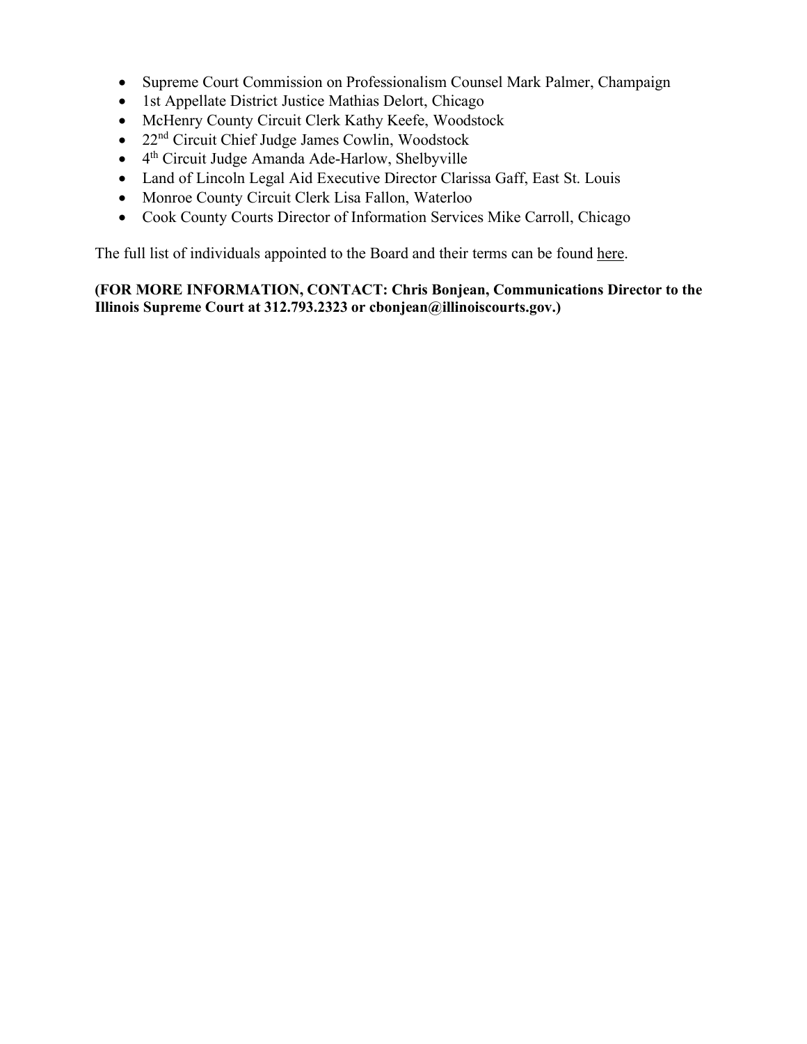- Supreme Court Commission on Professionalism Counsel Mark Palmer, Champaign
- 1st Appellate District Justice Mathias Delort, Chicago
- McHenry County Circuit Clerk Kathy Keefe, Woodstock
- 22nd Circuit Chief Judge James Cowlin, Woodstock
- 4th Circuit Judge Amanda Ade-Harlow, Shelbyville
- Land of Lincoln Legal Aid Executive Director Clarissa Gaff, East St. Louis
- Monroe County Circuit Clerk Lisa Fallon, Waterloo
- Cook County Courts Director of Information Services Mike Carroll, Chicago

The full list of individuals appointed to the Board and their terms can be found here.

**(FOR MORE INFORMATION, CONTACT: Chris Bonjean, Communications Director to the Illinois Supreme Court at 312.793.2323 or cbonjean@illinoiscourts.gov.)**